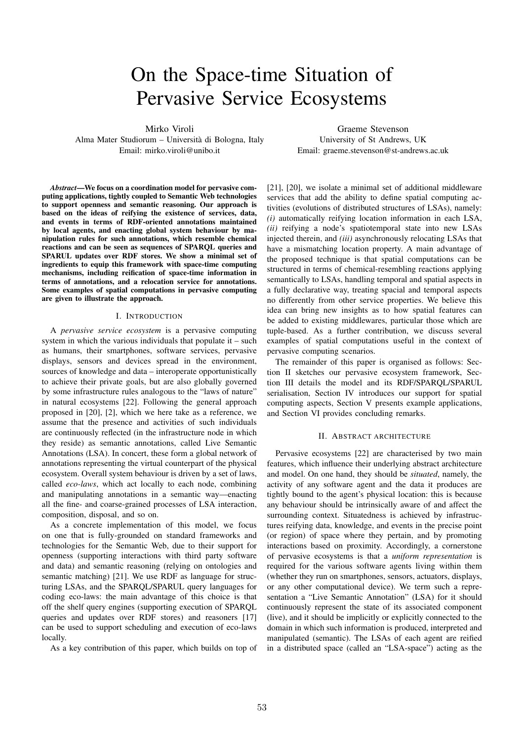# On the Space-time Situation of Pervasive Service Ecosystems

Mirko Viroli
Alma Mater Studiorum – Università di Bologna, Italy
Email: mirko.viroli@unibo.it

Graeme Stevenson
University of St Andrews, UK
Email: graeme.stevenson@st-andrews.ac.uk

***Abstract*—We focus on a coordination model for pervasive computing applications, tightly coupled to Semantic Web technologies to support openness and semantic reasoning. Our approach is based on the ideas of reifying the existence of services, data, and events in terms of RDF-oriented annotations maintained by local agents, and enacting global system behaviour by manipulation rules for such annotations, which resemble chemical reactions and can be seen as sequences of SPARQL queries and SPARUL updates over RDF stores. We show a minimal set of ingredients to equip this framework with space-time computing mechanisms, including reification of space-time information in terms of annotations, and a relocation service for annotations. Some examples of spatial computations in pervasive computing are given to illustrate the approach.**

## I. Introduction

A *pervasive service ecosystem* is a pervasive computing system in which the various individuals that populate it – such as humans, their smartphones, software services, pervasive displays, sensors and devices spread in the environment, sources of knowledge and data – interoperate opportunistically to achieve their private goals, but are also globally governed by some infrastructure rules analogous to the "laws of nature" in natural ecosystems [22]. Following the general approach proposed in [20], [2], which we here take as a reference, we assume that the presence and activities of such individuals are continuously reflected (in the infrastructure node in which they reside) as semantic annotations, called Live Semantic Annotations (LSA). In concert, these form a global network of annotations representing the virtual counterpart of the physical ecosystem. Overall system behaviour is driven by a set of laws, called *eco-laws*, which act locally to each node, combining and manipulating annotations in a semantic way—enacting all the fine- and coarse-grained processes of LSA interaction, composition, disposal, and so on.

As a concrete implementation of this model, we focus on one that is fully-grounded on standard frameworks and technologies for the Semantic Web, due to their support for openness (supporting interactions with third party software and data) and semantic reasoning (relying on ontologies and semantic matching) [21]. We use RDF as language for structuring LSAs, and the SPARQL/SPARUL query languages for coding eco-laws: the main advantage of this choice is that off the shelf query engines (supporting execution of SPARQL queries and updates over RDF stores) and reasoners [17] can be used to support scheduling and execution of eco-laws locally.

As a key contribution of this paper, which builds on top of [21], [20], we isolate a minimal set of additional middleware services that add the ability to define spatial computing activities (evolutions of distributed structures of LSAs), namely: *(i)* automatically reifying location information in each LSA, *(ii)* reifying a node's spatiotemporal state into new LSAs injected therein, and *(iii)* asynchronously relocating LSAs that have a mismatching location property. A main advantage of the proposed technique is that spatial computations can be structured in terms of chemical-resembling reactions applying semantically to LSAs, handling temporal and spatial aspects in a fully declarative way, treating spacial and temporal aspects no differently from other service properties. We believe this idea can bring new insights as to how spatial features can be added to existing middlewares, particular those which are tuple-based. As a further contribution, we discuss several examples of spatial computations useful in the context of pervasive computing scenarios.

The remainder of this paper is organised as follows: Section II sketches our pervasive ecosystem framework, Section III details the model and its RDF/SPARQL/SPARUL serialisation, Section IV introduces our support for spatial computing aspects, Section V presents example applications, and Section VI provides concluding remarks.

## II. Abstract architecture

Pervasive ecosystems [22] are characterised by two main features, which influence their underlying abstract architecture and model. On one hand, they should be *situated*, namely, the activity of any software agent and the data it produces are tightly bound to the agent's physical location: this is because any behaviour should be intrinsically aware of and affect the surrounding context. Situatedness is achieved by infrastructures reifying data, knowledge, and events in the precise point (or region) of space where they pertain, and by promoting interactions based on proximity. Accordingly, a cornerstone of pervasive ecosystems is that a *uniform representation* is required for the various software agents living within them (whether they run on smartphones, sensors, actuators, displays, or any other computational device). We term such a representation a "Live Semantic Annotation" (LSA) for it should continuously represent the state of its associated component (live), and it should be implicitly or explicitly connected to the domain in which such information is produced, interpreted and manipulated (semantic). The LSAs of each agent are reified in a distributed space (called an "LSA-space") acting as the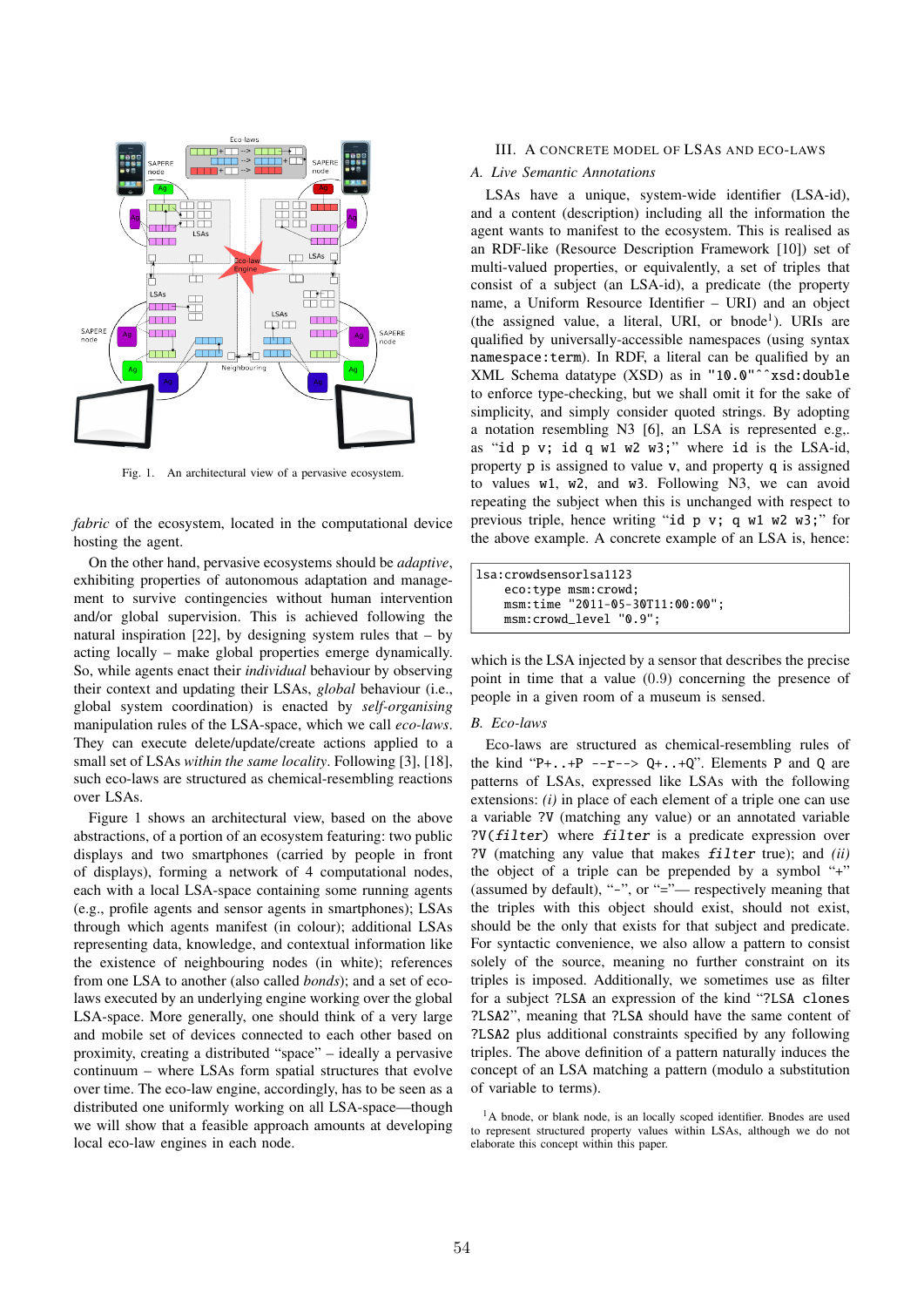Fig. 1. An architectural view of a pervasive ecosystem.

*fabric* of the ecosystem, located in the computational device hosting the agent.

On the other hand, pervasive ecosystems should be *adaptive*, exhibiting properties of autonomous adaptation and management to survive contingencies without human intervention and/or global supervision. This is achieved following the natural inspiration [22], by designing system rules that – by acting locally – make global properties emerge dynamically. So, while agents enact their *individual* behaviour by observing their context and updating their LSAs, *global* behaviour (i.e., global system coordination) is enacted by *self-organising* manipulation rules of the LSA-space, which we call *eco-laws*. They can execute delete/update/create actions applied to a small set of LSAs *within the same locality*. Following [3], [18], such eco-laws are structured as chemical-resembling reactions over LSAs.

Figure 1 shows an architectural view, based on the above abstractions, of a portion of an ecosystem featuring: two public displays and two smartphones (carried by people in front of displays), forming a network of 4 computational nodes, each with a local LSA-space containing some running agents (e.g., profile agents and sensor agents in smartphones); LSAs through which agents manifest (in colour); additional LSAs representing data, knowledge, and contextual information like the existence of neighbouring nodes (in white); references from one LSA to another (also called *bonds*); and a set of eco-laws executed by an underlying engine working over the global LSA-space. More generally, one should think of a very large and mobile set of devices connected to each other based on proximity, creating a distributed "space" – ideally a pervasive continuum – where LSAs form spatial structures that evolve over time. The eco-law engine, accordingly, has to be seen as a distributed one uniformly working on all LSA-space—though we will show that a feasible approach amounts at developing local eco-law engines in each node.

## III. A CONCRETE MODEL OF LSAS AND ECO-LAWS

### A. Live Semantic Annotations

LSAs have a unique, system-wide identifier (LSA-id), and a content (description) including all the information the agent wants to manifest to the ecosystem. This is realised as an RDF-like (Resource Description Framework [10]) set of multi-valued properties, or equivalently, a set of triples that consist of a subject (an LSA-id), a predicate (the property name, a Uniform Resource Identifier – URI) and an object (the assigned value, a literal, URI, or bnode[1]). URIs are qualified by universally-accessible namespaces (using syntax `namespace:term`). In RDF, a literal can be qualified by an XML Schema datatype (XSD) as in `"10.0"^^xsd:double` to enforce type-checking, but we shall omit it for the sake of simplicity, and simply consider quoted strings. By adopting a notation resembling N3 [6], an LSA is represented e.g,. as "`id p v; id q w1 w2 w3;`" where `id` is the LSA-id, property `p` is assigned to value `v`, and property `q` is assigned to values `w1`, `w2`, and `w3`. Following N3, we can avoid repeating the subject when this is unchanged with respect to previous triple, hence writing "`id p v; q w1 w2 w3;`" for the above example. A concrete example of an LSA is, hence:

```
lsa:crowdsensorlsa1123
    eco:type msm:crowd;
    msm:time "2011-05-30T11:00:00";
    msm:crowd_level "0.9";
```

which is the LSA injected by a sensor that describes the precise point in time that a value (0.9) concerning the presence of people in a given room of a museum is sensed.

### B. Eco-laws

Eco-laws are structured as chemical-resembling rules of the kind "`P+..+P --r--> Q+..+Q`". Elements `P` and `Q` are patterns of LSAs, expressed like LSAs with the following extensions: *(i)* in place of each element of a triple one can use a variable `?V` (matching any value) or an annotated variable `?V(`*`filter`*`)` where *`filter`* is a predicate expression over `?V` (matching any value that makes *`filter`* true); and *(ii)* the object of a triple can be prepended by a symbol "+" (assumed by default), "-", or "="— respectively meaning that the triples with this object should exist, should not exist, should be the only that exists for that subject and predicate. For syntactic convenience, we also allow a pattern to consist solely of the source, meaning no further constraint on its triples is imposed. Additionally, we sometimes use as filter for a subject `?LSA` an expression of the kind "`?LSA clones ?LSA2`", meaning that `?LSA` should have the same content of `?LSA2` plus additional constraints specified by any following triples. The above definition of a pattern naturally induces the concept of an LSA matching a pattern (modulo a substitution of variable to terms).

[1] A bnode, or blank node, is an locally scoped identifier. Bnodes are used to represent structured property values within LSAs, although we do not elaborate this concept within this paper.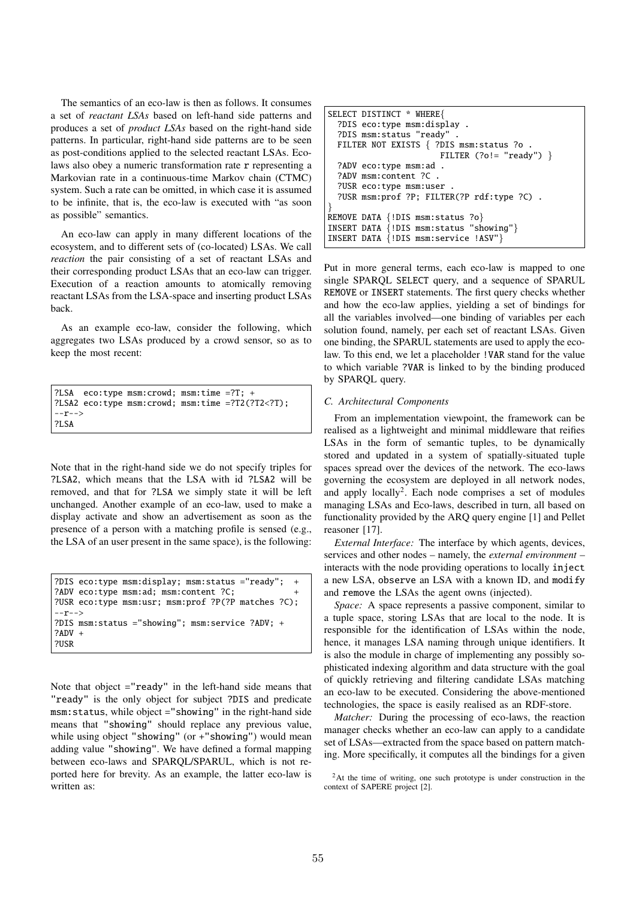The semantics of an eco-law is then as follows. It consumes a set of *reactant LSAs* based on left-hand side patterns and produces a set of *product LSAs* based on the right-hand side patterns. In particular, right-hand side patterns are to be seen as post-conditions applied to the selected reactant LSAs. Eco-laws also obey a numeric transformation rate `r` representing a Markovian rate in a continuous-time Markov chain (CTMC) system. Such a rate can be omitted, in which case it is assumed to be infinite, that is, the eco-law is executed with "as soon as possible" semantics.

An eco-law can apply in many different locations of the ecosystem, and to different sets of (co-located) LSAs. We call *reaction* the pair consisting of a set of reactant LSAs and their corresponding product LSAs that an eco-law can trigger. Execution of a reaction amounts to atomically removing reactant LSAs from the LSA-space and inserting product LSAs back.

As an example eco-law, consider the following, which aggregates two LSAs produced by a crowd sensor, so as to keep the most recent:

```
?LSA  eco:type msm:crowd; msm:time =?T; +
?LSA2 eco:type msm:crowd; msm:time =?T2(?T2<?T);
--r-->
?LSA
```

Note that in the right-hand side we do not specify triples for `?LSA2`, which means that the LSA with id `?LSA2` will be removed, and that for `?LSA` we simply state it will be left unchanged. Another example of an eco-law, used to make a display activate and show an advertisement as soon as the presence of a person with a matching profile is sensed (e.g., the LSA of an user present in the same space), is the following:

```
?DIS eco:type msm:display; msm:status ="ready";  +
?ADV eco:type msm:ad; msm:content ?C;            +
?USR eco:type msm:usr; msm:prof ?P(?P matches ?C);
--r-->
?DIS msm:status ="showing"; msm:service ?ADV; +
?ADV +
?USR
```

Note that object `="ready"` in the left-hand side means that `"ready"` is the only object for subject `?DIS` and predicate `msm:status`, while object `="showing"` in the right-hand side means that `"showing"` should replace any previous value, while using object `"showing"` (or `+"showing"`) would mean adding value `"showing"`. We have defined a formal mapping between eco-laws and SPARQL/SPARUL, which is not reported here for brevity. As an example, the latter eco-law is written as:

```
SELECT DISTINCT * WHERE{
  ?DIS eco:type msm:display .
  ?DIS msm:status "ready" .
  FILTER NOT EXISTS { ?DIS msm:status ?o .
                      FILTER (?o!= "ready") }
  ?ADV eco:type msm:ad .
  ?ADV msm:content ?C .
  ?USR eco:type msm:user .
  ?USR msm:prof ?P; FILTER(?P rdf:type ?C) .
}
REMOVE DATA {!DIS msm:status ?o}
INSERT DATA {!DIS msm:status "showing"}
INSERT DATA {!DIS msm:service !ASV"}
```

Put in more general terms, each eco-law is mapped to one single SPARQL `SELECT` query, and a sequence of SPARUL `REMOVE` or `INSERT` statements. The first query checks whether and how the eco-law applies, yielding a set of bindings for all the variables involved—one binding of variables per each solution found, namely, per each set of reactant LSAs. Given one binding, the SPARUL statements are used to apply the eco-law. To this end, we let a placeholder `!VAR` stand for the value to which variable `?VAR` is linked to by the binding produced by SPARQL query.

### C. Architectural Components

From an implementation viewpoint, the framework can be realised as a lightweight and minimal middleware that reifies LSAs in the form of semantic tuples, to be dynamically stored and updated in a system of spatially-situated tuple spaces spread over the devices of the network. The eco-laws governing the ecosystem are deployed in all network nodes, and apply locally[2]. Each node comprises a set of modules managing LSAs and Eco-laws, described in turn, all based on functionality provided by the ARQ query engine [1] and Pellet reasoner [17].

*External Interface:* The interface by which agents, devices, services and other nodes – namely, the *external environment* – interacts with the node providing operations to locally `inject` a new LSA, `observe` an LSA with a known ID, and `modify` and `remove` the LSAs the agent owns (injected).

*Space:* A space represents a passive component, similar to a tuple space, storing LSAs that are local to the node. It is responsible for the identification of LSAs within the node, hence, it manages LSA naming through unique identifiers. It is also the module in charge of implementing any possibly sophisticated indexing algorithm and data structure with the goal of quickly retrieving and filtering candidate LSAs matching an eco-law to be executed. Considering the above-mentioned technologies, the space is easily realised as an RDF-store.

*Matcher:* During the processing of eco-laws, the reaction manager checks whether an eco-law can apply to a candidate set of LSAs—extracted from the space based on pattern matching. More specifically, it computes all the bindings for a given

[2] At the time of writing, one such prototype is under construction in the context of SAPERE project [2].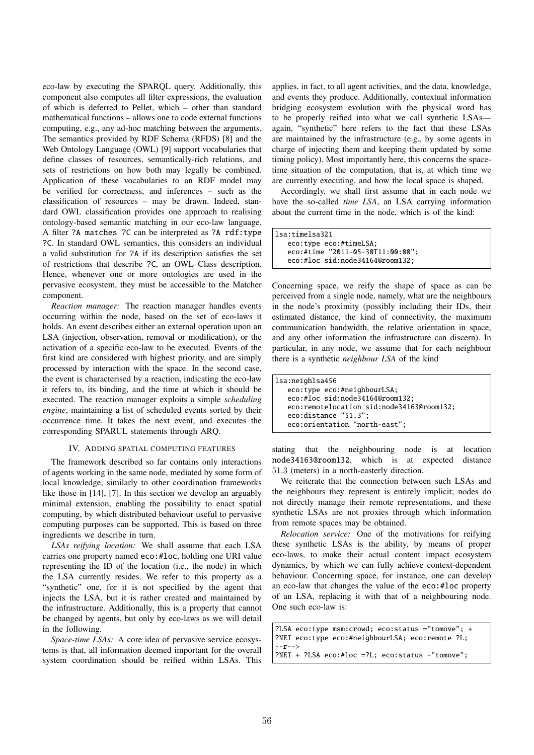eco-law by executing the SPARQL query. Additionally, this component also computes all filter expressions, the evaluation of which is deferred to Pellet, which – other than standard mathematical functions – allows one to code external functions computing, e.g., any ad-hoc matching between the arguments. The semantics provided by RDF Schema (RFDS) [8] and the Web Ontology Language (OWL) [9] support vocabularies that define classes of resources, semantically-rich relations, and sets of restrictions on how both may legally be combined. Application of these vocabularies to an RDF model may be verified for correctness, and inferences – such as the classification of resources – may be drawn. Indeed, standard OWL classification provides one approach to realising ontology-based semantic matching in our eco-law language. A filter `?A matches ?C` can be interpreted as `?A rdf:type ?C`. In standard OWL semantics, this considers an individual a valid substitution for `?A` if its description satisfies the set of restrictions that describe `?C`, an OWL Class description. Hence, whenever one or more ontologies are used in the pervasive ecosystem, they must be accessible to the Matcher component.

*Reaction manager:* The reaction manager handles events occurring within the node, based on the set of eco-laws it holds. An event describes either an external operation upon an LSA (injection, observation, removal or modification), or the activation of a specific eco-law to be executed. Events of the first kind are considered with highest priority, and are simply processed by interaction with the space. In the second case, the event is characterised by a reaction, indicating the eco-law it refers to, its binding, and the time at which it should be executed. The reaction manager exploits a simple *scheduling engine*, maintaining a list of scheduled events sorted by their occurrence time. It takes the next event, and executes the corresponding SPARUL statements through ARQ.

## IV. Adding Spatial Computing Features

The framework described so far contains only interactions of agents working in the same node, mediated by some form of local knowledge, similarly to other coordination frameworks like those in [14], [7]. In this section we develop an arguably minimal extension, enabling the possibility to enact spatial computing, by which distributed behaviour useful to pervasive computing purposes can be supported. This is based on three ingredients we describe in turn.

*LSAs reifying location:* We shall assume that each LSA carries one property named `eco:#loc`, holding one URI value representing the ID of the location (i.e., the node) in which the LSA currently resides. We refer to this property as a "synthetic" one, for it is not specified by the agent that injects the LSA, but it is rather created and maintained by the infrastructure. Additionally, this is a property that cannot be changed by agents, but only by eco-laws as we will detail in the following.

*Space-time LSAs:* A core idea of pervasive service ecosystems is that, all information deemed important for the overall system coordination should be reified within LSAs. This applies, in fact, to all agent activities, and the data, knowledge, and events they produce. Additionally, contextual information bridging ecosystem evolution with the physical word has to be properly reified into what we call synthetic LSAs—again, "synthetic" here refers to the fact that these LSAs are maintained by the infrastructure (e.g., by some agents in charge of injecting them and keeping them updated by some timing policy). Most importantly here, this concerns the space-time situation of the computation, that is, at which time we are currently executing, and how the local space is shaped.

Accordingly, we shall first assume that in each node we have the so-called *time LSA*, an LSA carrying information about the current time in the node, which is of the kind:

```
lsa:timelsa321
   eco:type eco:#timeLSA;
   eco:#time "2011-05-30T11:00:00";
   eco:#loc sid:node34164@room132;
```

Concerning space, we reify the shape of space as can be perceived from a single node, namely, what are the neighbours in the node's proximity (possibly including their IDs, their estimated distance, the kind of connectivity, the maximum communication bandwidth, the relative orientation in space, and any other information the infrastructure can discern). In particular, in any node, we assume that for each neighbour there is a synthetic *neighbour LSA* of the kind

```
lsa:neighlsa456
   eco:type eco:#neighbourLSA;
   eco:#loc sid:node34164@room132;
   eco:remotelocation sid:node34163@room132;
   eco:distance "51.3";
   eco:orientation "north-east";
```

stating that the neighbouring node is at location `node34163@room132`, which is at expected distance 51.3 (meters) in a north-easterly direction.

We reiterate that the connection between such LSAs and the neighbours they represent is entirely implicit; nodes do not directly manage their remote representations, and these synthetic LSAs are not proxies through which information from remote spaces may be obtained.

*Relocation service:* One of the motivations for reifying these synthetic LSAs is the ability, by means of proper eco-laws, to make their actual content impact ecosystem dynamics, by which we can fully achieve context-dependent behaviour. Concerning space, for instance, one can develop an eco-law that changes the value of the `eco:#loc` property of an LSA, replacing it with that of a neighbouring node. One such eco-law is:

```
?LSA eco:type msm:crowd; eco:status ="tomove"; +
?NEI eco:type eco:#neighbourLSA; eco:remote ?L;
--r-->
?NEI + ?LSA eco:#loc =?L; eco:status -"tomove";
```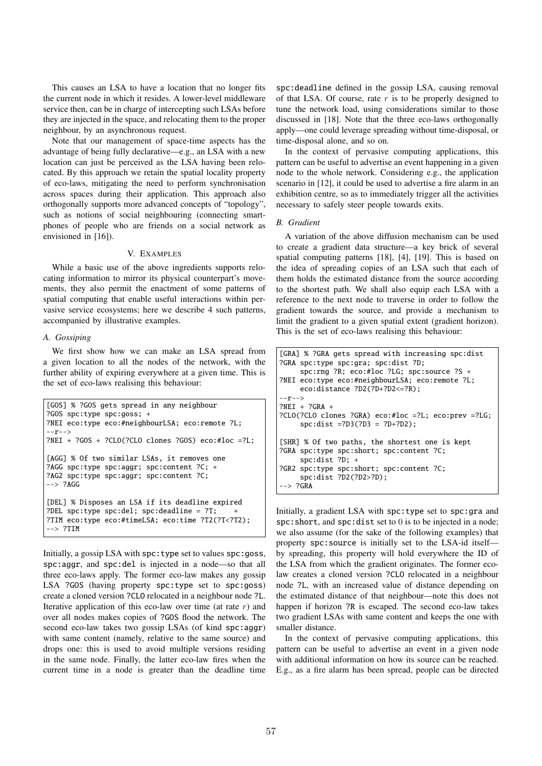This causes an LSA to have a location that no longer fits the current node in which it resides. A lower-level middleware service then, can be in charge of intercepting such LSAs before they are injected in the space, and relocating them to the proper neighbour, by an asynchronous request.

Note that our management of space-time aspects has the advantage of being fully declarative—e.g., an LSA with a new location can just be perceived as the LSA having been relocated. By this approach we retain the spatial locality property of eco-laws, mitigating the need to perform synchronisation across spaces during their application. This approach also orthogonally supports more advanced concepts of "topology", such as notions of social neighbouring (connecting smartphones of people who are friends on a social network as envisioned in [16]).

## V. Examples

While a basic use of the above ingredients supports relocating information to mirror its physical counterpart's movements, they also permit the enactment of some patterns of spatial computing that enable useful interactions within pervasive service ecosystems; here we describe 4 such patterns, accompanied by illustrative examples.

### A. Gossiping

We first show how we can make an LSA spread from a given location to all the nodes of the network, with the further ability of expiring everywhere at a given time. This is the set of eco-laws realising this behaviour:

```
[GOS] % ?GOS gets spread in any neighbour
?GOS spc:type spc:goss; +
?NEI eco:type eco:#neighbourLSA; eco:remote ?L;
--r-->
?NEI + ?GOS + ?CLO(?CLO clones ?GOS) eco:#loc =?L;

[AGG] % Of two similar LSAs, it removes one
?AGG spc:type spc:aggr; spc:content ?C; +
?AG2 spc:type spc:aggr; spc:content ?C;
--> ?AGG

[DEL] % Disposes an LSA if its deadline expired
?DEL spc:type spc:del; spc:deadline = ?T;    +
?TIM eco:type eco:#timeLSA; eco:time ?T2(?T<?T2);
--> ?TIM
```

Initially, a gossip LSA with `spc:type` set to values `spc:goss`, `spc:aggr`, and `spc:del` is injected in a node—so that all three eco-laws apply. The former eco-law makes any gossip LSA `?GOS` (having property `spc:type` set to `spc:goss`) create a cloned version `?CLO` relocated in a neighbour node `?L`. Iterative application of this eco-law over time (at rate $r$) and over all nodes makes copies of `?GOS` flood the network. The second eco-law takes two gossip LSAs (of kind `spc:aggr`) with same content (namely, relative to the same source) and drops one: this is used to avoid multiple versions residing in the same node. Finally, the latter eco-law fires when the current time in a node is greater than the deadline time `spc:deadline` defined in the gossip LSA, causing removal of that LSA. Of course, rate $r$ is to be properly designed to tune the network load, using considerations similar to those discussed in [18]. Note that the three eco-laws orthogonally apply—one could leverage spreading without time-disposal, or time-disposal alone, and so on.

In the context of pervasive computing applications, this pattern can be useful to advertise an event happening in a given node to the whole network. Considering e.g., the application scenario in [12], it could be used to advertise a fire alarm in an exhibition centre, so as to immediately trigger all the activities necessary to safely steer people towards exits.

### B. Gradient

A variation of the above diffusion mechanism can be used to create a gradient data structure—a key brick of several spatial computing patterns [18], [4], [19]. This is based on the idea of spreading copies of an LSA such that each of them holds the estimated distance from the source according to the shortest path. We shall also equip each LSA with a reference to the next node to traverse in order to follow the gradient towards the source, and provide a mechanism to limit the gradient to a given spatial extent (gradient horizon). This is the set of eco-laws realising this behaviour:

```
[GRA] % ?GRA gets spread with increasing spc:dist
?GRA spc:type spc:gra; spc:dist ?D;
     spc:rng ?R; eco:#loc ?LG; spc:source ?S +
?NEI eco:type eco:#neighbourLSA; eco:remote ?L;
     eco:distance ?D2(?D+?D2<=?R);
--r-->
?NEI + ?GRA +
?CLO(?CLO clones ?GRA) eco:#loc =?L; eco:prev =?LG;
     spc:dist =?D3(?D3 = ?D+?D2);

[SHR] % Of two paths, the shortest one is kept
?GRA spc:type spc:short; spc:content ?C;
     spc:dist ?D; +
?GR2 spc:type spc:short; spc:content ?C;
     spc:dist ?D2(?D2>?D);
--> ?GRA
```

Initially, a gradient LSA with `spc:type` set to `spc:gra` and `spc:short`, and `spc:dist` set to 0 is to be injected in a node; we also assume (for the sake of the following examples) that property `spc:source` is initially set to the LSA-id itself—by spreading, this property will hold everywhere the ID of the LSA from which the gradient originates. The former eco-law creates a cloned version `?CLO` relocated in a neighbour node `?L`, with an increased value of distance depending on the estimated distance of that neighbour—note this does not happen if horizon `?R` is escaped. The second eco-law takes two gradient LSAs with same content and keeps the one with smaller distance.

In the context of pervasive computing applications, this pattern can be useful to advertise an event in a given node with additional information on how its source can be reached. E.g., as a fire alarm has been spread, people can be directed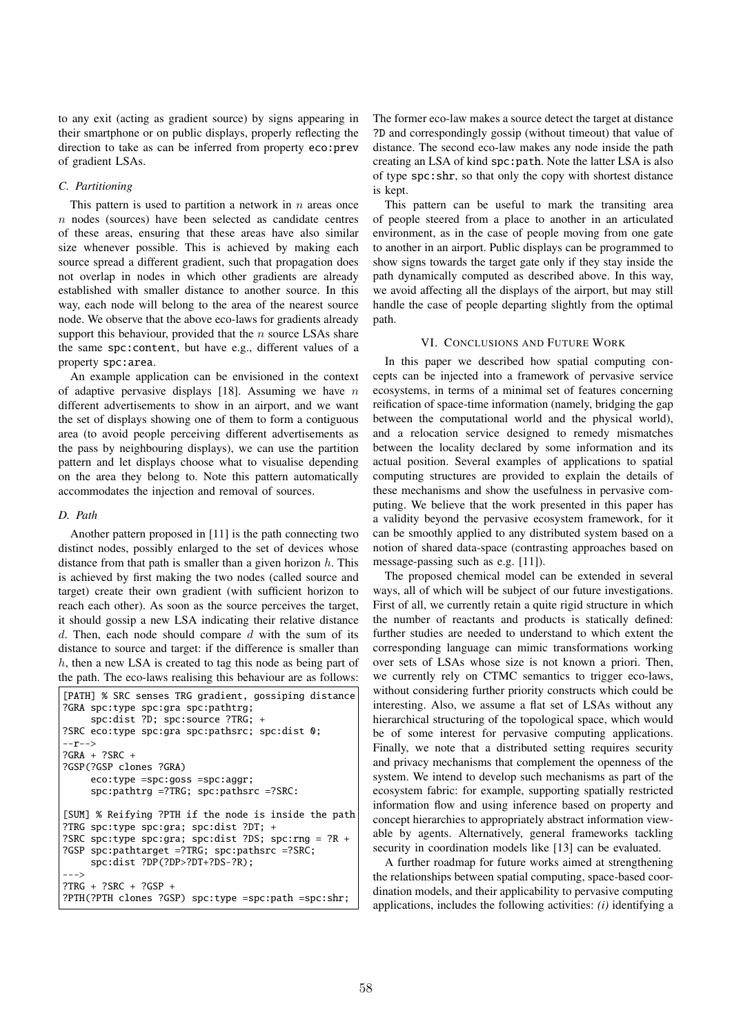to any exit (acting as gradient source) by signs appearing in their smartphone or on public displays, properly reflecting the direction to take as can be inferred from property `eco:prev` of gradient LSAs.

### C. Partitioning

This pattern is used to partition a network in $n$ areas once $n$ nodes (sources) have been selected as candidate centres of these areas, ensuring that these areas have also similar size whenever possible. This is achieved by making each source spread a different gradient, such that propagation does not overlap in nodes in which other gradients are already established with smaller distance to another source. In this way, each node will belong to the area of the nearest source node. We observe that the above eco-laws for gradients already support this behaviour, provided that the $n$ source LSAs share the same `spc:content`, but have e.g., different values of a property `spc:area`.

An example application can be envisioned in the context of adaptive pervasive displays [18]. Assuming we have $n$ different advertisements to show in an airport, and we want the set of displays showing one of them to form a contiguous area (to avoid people perceiving different advertisements as the pass by neighbouring displays), we can use the partition pattern and let displays choose what to visualise depending on the area they belong to. Note this pattern automatically accommodates the injection and removal of sources.

### D. Path

Another pattern proposed in [11] is the path connecting two distinct nodes, possibly enlarged to the set of devices whose distance from that path is smaller than a given horizon $h$. This is achieved by first making the two nodes (called source and target) create their own gradient (with sufficient horizon to reach each other). As soon as the source perceives the target, it should gossip a new LSA indicating their relative distance $d$. Then, each node should compare $d$ with the sum of its distance to source and target: if the difference is smaller than $h$, then a new LSA is created to tag this node as being part of the path. The eco-laws realising this behaviour are as follows:

```
[PATH] % SRC senses TRG gradient, gossiping distance
?GRA spc:type spc:gra spc:pathtrg;
     spc:dist ?D; spc:source ?TRG; +
?SRC eco:type spc:gra spc:pathsrc; spc:dist 0;
--r-->
?GRA + ?SRC +
?GSP(?GSP clones ?GRA)
     eco:type =spc:goss =spc:aggr;
     spc:pathtrg =?TRG; spc:pathsrc =?SRC:

[SUM] % Reifying ?PTH if the node is inside the path
?TRG spc:type spc:gra; spc:dist ?DT; +
?SRC spc:type spc:gra; spc:dist ?DS; spc:rng = ?R +
?GSP spc:pathtarget =?TRG; spc:pathsrc =?SRC;
     spc:dist ?DP(?DP>?DT+?DS-?R);
--->
?TRG + ?SRC + ?GSP +
?PTH(?PTH clones ?GSP) spc:type =spc:path =spc:shr;
```

The former eco-law makes a source detect the target at distance `?D` and correspondingly gossip (without timeout) that value of distance. The second eco-law makes any node inside the path creating an LSA of kind `spc:path`. Note the latter LSA is also of type `spc:shr`, so that only the copy with shortest distance is kept.

This pattern can be useful to mark the transiting area of people steered from a place to another in an articulated environment, as in the case of people moving from one gate to another in an airport. Public displays can be programmed to show signs towards the target gate only if they stay inside the path dynamically computed as described above. In this way, we avoid affecting all the displays of the airport, but may still handle the case of people departing slightly from the optimal path.

## VI. Conclusions and Future Work

In this paper we described how spatial computing concepts can be injected into a framework of pervasive service ecosystems, in terms of a minimal set of features concerning reification of space-time information (namely, bridging the gap between the computational world and the physical world), and a relocation service designed to remedy mismatches between the locality declared by some information and its actual position. Several examples of applications to spatial computing structures are provided to explain the details of these mechanisms and show the usefulness in pervasive computing. We believe that the work presented in this paper has a validity beyond the pervasive ecosystem framework, for it can be smoothly applied to any distributed system based on a notion of shared data-space (contrasting approaches based on message-passing such as e.g. [11]).

The proposed chemical model can be extended in several ways, all of which will be subject of our future investigations. First of all, we currently retain a quite rigid structure in which the number of reactants and products is statically defined: further studies are needed to understand to which extent the corresponding language can mimic transformations working over sets of LSAs whose size is not known a priori. Then, we currently rely on CTMC semantics to trigger eco-laws, without considering further priority constructs which could be interesting. Also, we assume a flat set of LSAs without any hierarchical structuring of the topological space, which would be of some interest for pervasive computing applications. Finally, we note that a distributed setting requires security and privacy mechanisms that complement the openness of the system. We intend to develop such mechanisms as part of the ecosystem fabric: for example, supporting spatially restricted information flow and using inference based on property and concept hierarchies to appropriately abstract information viewable by agents. Alternatively, general frameworks tackling security in coordination models like [13] can be evaluated.

A further roadmap for future works aimed at strengthening the relationships between spatial computing, space-based coordination models, and their applicability to pervasive computing applications, includes the following activities: *(i)* identifying a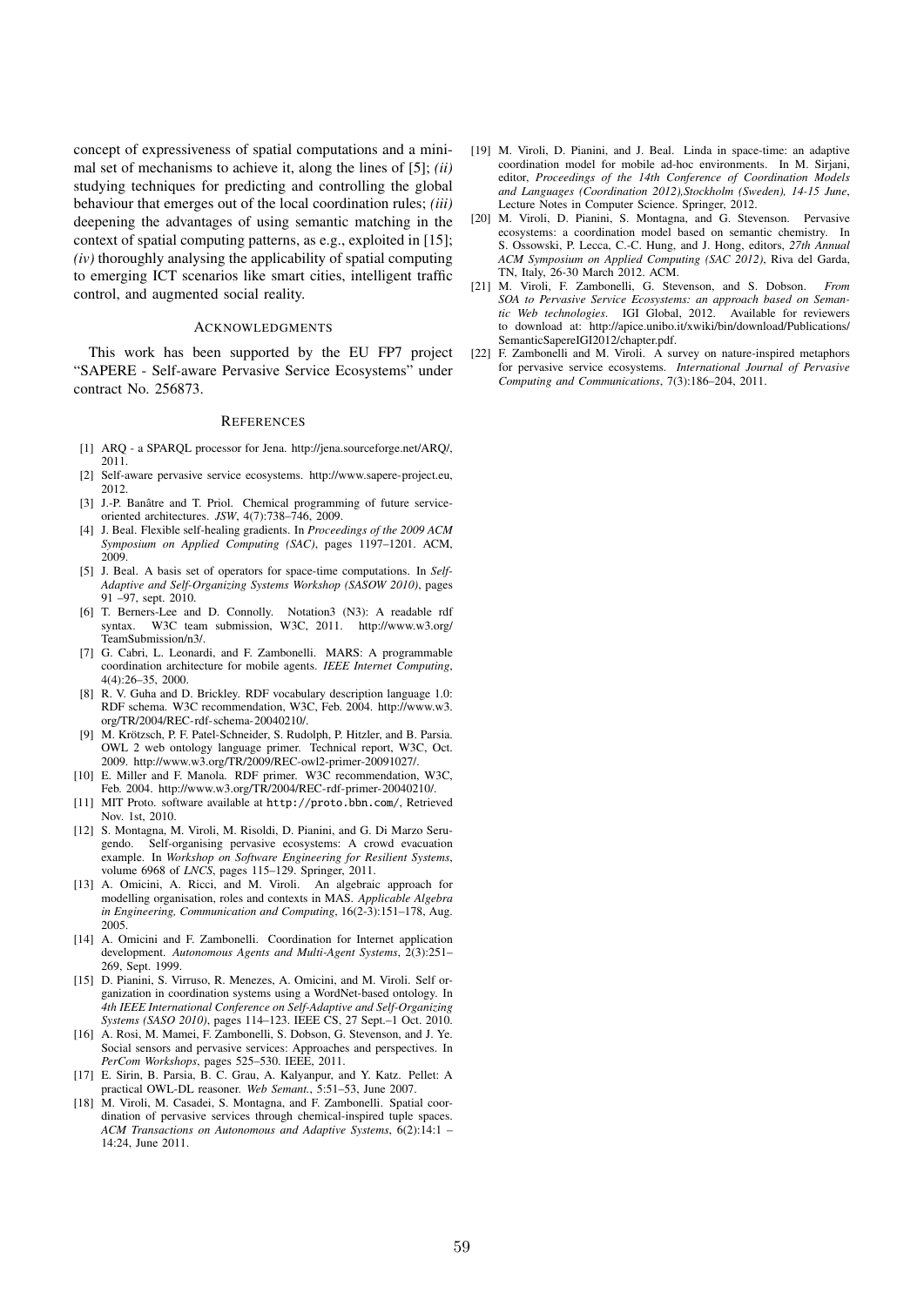concept of expressiveness of spatial computations and a minimal set of mechanisms to achieve it, along the lines of [5]; *(ii)* studying techniques for predicting and controlling the global behaviour that emerges out of the local coordination rules; *(iii)* deepening the advantages of using semantic matching in the context of spatial computing patterns, as e.g., exploited in [15]; *(iv)* thoroughly analysing the applicability of spatial computing to emerging ICT scenarios like smart cities, intelligent traffic control, and augmented social reality.

## ACKNOWLEDGMENTS

This work has been supported by the EU FP7 project "SAPERE - Self-aware Pervasive Service Ecosystems" under contract No. 256873.

## REFERENCES

[1] ARQ - a SPARQL processor for Jena. http://jena.sourceforge.net/ARQ/, 2011.

[2] Self-aware pervasive service ecosystems. http://www.sapere-project.eu, 2012.

[3] J.-P. Banâtre and T. Priol. Chemical programming of future service-oriented architectures. *JSW*, 4(7):738–746, 2009.

[4] J. Beal. Flexible self-healing gradients. In *Proceedings of the 2009 ACM Symposium on Applied Computing (SAC)*, pages 1197–1201. ACM, 2009.

[5] J. Beal. A basis set of operators for space-time computations. In *Self-Adaptive and Self-Organizing Systems Workshop (SASOW 2010)*, pages 91 –97, sept. 2010.

[6] T. Berners-Lee and D. Connolly. Notation3 (N3): A readable rdf syntax. W3C team submission, W3C, 2011. http://www.w3.org/TeamSubmission/n3/.

[7] G. Cabri, L. Leonardi, and F. Zambonelli. MARS: A programmable coordination architecture for mobile agents. *IEEE Internet Computing*, 4(4):26–35, 2000.

[8] R. V. Guha and D. Brickley. RDF vocabulary description language 1.0: RDF schema. W3C recommendation, W3C, Feb. 2004. http://www.w3.org/TR/2004/REC-rdf-schema-20040210/.

[9] M. Krötzsch, P. F. Patel-Schneider, S. Rudolph, P. Hitzler, and B. Parsia. OWL 2 web ontology language primer. Technical report, W3C, Oct. 2009. http://www.w3.org/TR/2009/REC-owl2-primer-20091027/.

[10] E. Miller and F. Manola. RDF primer. W3C recommendation, W3C, Feb. 2004. http://www.w3.org/TR/2004/REC-rdf-primer-20040210/.

[11] MIT Proto. software available at http://proto.bbn.com/, Retrieved Nov. 1st, 2010.

[12] S. Montagna, M. Viroli, M. Risoldi, D. Pianini, and G. Di Marzo Serugendo. Self-organising pervasive ecosystems: A crowd evacuation example. In *Workshop on Software Engineering for Resilient Systems*, volume 6968 of *LNCS*, pages 115–129. Springer, 2011.

[13] A. Omicini, A. Ricci, and M. Viroli. An algebraic approach for modelling organisation, roles and contexts in MAS. *Applicable Algebra in Engineering, Communication and Computing*, 16(2-3):151–178, Aug. 2005.

[14] A. Omicini and F. Zambonelli. Coordination for Internet application development. *Autonomous Agents and Multi-Agent Systems*, 2(3):251–269, Sept. 1999.

[15] D. Pianini, S. Virruso, R. Menezes, A. Omicini, and M. Viroli. Self organization in coordination systems using a WordNet-based ontology. In *4th IEEE International Conference on Self-Adaptive and Self-Organizing Systems (SASO 2010)*, pages 114–123. IEEE CS, 27 Sept.–1 Oct. 2010.

[16] A. Rosi, M. Mamei, F. Zambonelli, S. Dobson, G. Stevenson, and J. Ye. Social sensors and pervasive services: Approaches and perspectives. In *PerCom Workshops*, pages 525–530. IEEE, 2011.

[17] E. Sirin, B. Parsia, B. C. Grau, A. Kalyanpur, and Y. Katz. Pellet: A practical OWL-DL reasoner. *Web Semant.*, 5:51–53, June 2007.

[18] M. Viroli, M. Casadei, S. Montagna, and F. Zambonelli. Spatial coordination of pervasive services through chemical-inspired tuple spaces. *ACM Transactions on Autonomous and Adaptive Systems*, 6(2):14:1 – 14:24, June 2011.

[19] M. Viroli, D. Pianini, and J. Beal. Linda in space-time: an adaptive coordination model for mobile ad-hoc environments. In M. Sirjani, editor, *Proceedings of the 14th Conference of Coordination Models and Languages (Coordination 2012),Stockholm (Sweden), 14-15 June*, Lecture Notes in Computer Science. Springer, 2012.

[20] M. Viroli, D. Pianini, S. Montagna, and G. Stevenson. Pervasive ecosystems: a coordination model based on semantic chemistry. In S. Ossowski, P. Lecca, C.-C. Hung, and J. Hong, editors, *27th Annual ACM Symposium on Applied Computing (SAC 2012)*, Riva del Garda, TN, Italy, 26-30 March 2012. ACM.

[21] M. Viroli, F. Zambonelli, G. Stevenson, and S. Dobson. *From SOA to Pervasive Service Ecosystems: an approach based on Semantic Web technologies*. IGI Global, 2012. Available for reviewers to download at: http://apice.unibo.it/xwiki/bin/download/Publications/SemanticSapereIGI2012/chapter.pdf.

[22] F. Zambonelli and M. Viroli. A survey on nature-inspired metaphors for pervasive service ecosystems. *International Journal of Pervasive Computing and Communications*, 7(3):186–204, 2011.